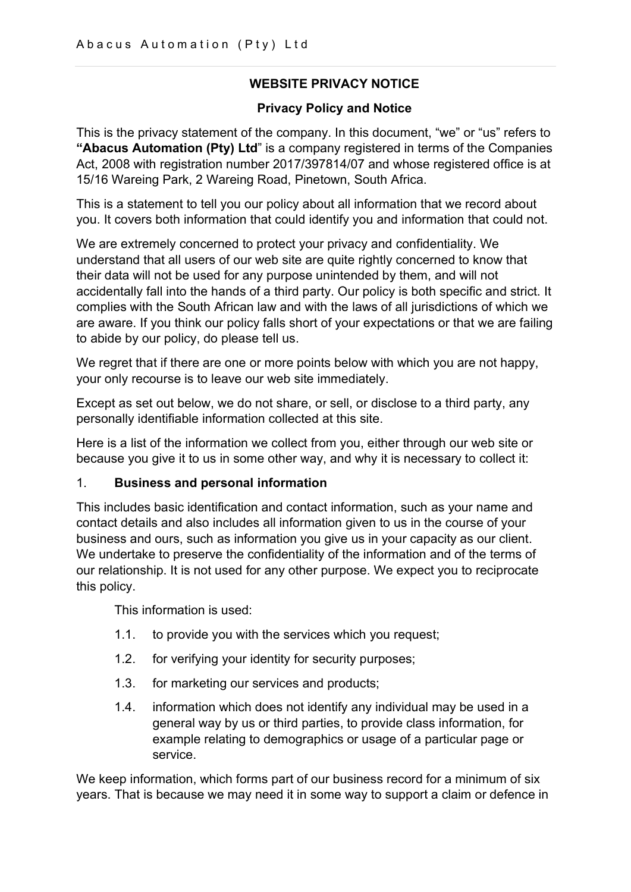## WEBSITE PRIVACY NOTICE

### Privacy Policy and Notice

This is the privacy statement of the company. In this document, "we" or "us" refers to **"Abacus Automation (Pty) Ltd**" is a company registered in terms of the Companies Act, 2008 with registration number 2017/397814/07 and whose registered office is at 15/16 Wareing Park, 2 Wareing Road, Pinetown, South Africa.

This is a statement to tell you our policy about all information that we record about you. It covers both information that could identify you and information that could not.

We are extremely concerned to protect your privacy and confidentiality. We understand that all users of our web site are quite rightly concerned to know that their data will not be used for any purpose unintended by them, and will not accidentally fall into the hands of a third party. Our policy is both specific and strict. It complies with the South African law and with the laws of all jurisdictions of which we are aware. If you think our policy falls short of your expectations or that we are failing to abide by our policy, do please tell us.

We regret that if there are one or more points below with which you are not happy, your only recourse is to leave our web site immediately.

Except as set out below, we do not share, or sell, or disclose to a third party, any personally identifiable information collected at this site.

Here is a list of the information we collect from you, either through our web site or because you give it to us in some other way, and why it is necessary to collect it:

1. **Business and personal information**

This includes basic identification and contact information, such as your name and contact details and also includes all information given to us in the course of your business and ours, such as information you give us in your capacity as our client. We undertake to preserve the confidentiality of the information and of the terms of our relationship. It is not used for any other purpose. We expect you to reciprocate this policy.

This information is used:

- 1.1. to provide you with the services which you request;
- 1.2. for verifying your identity for security purposes;
- 1.3. for marketing our services and products;
- 1.4. information which does not identify any individual may be used in a general way by us or third parties, to provide class information, for example relating to demographics or usage of a particular page or service.

We keep information, which forms part of our business record for a minimum of six years. That is because we may need it in some way to support a claim or defence in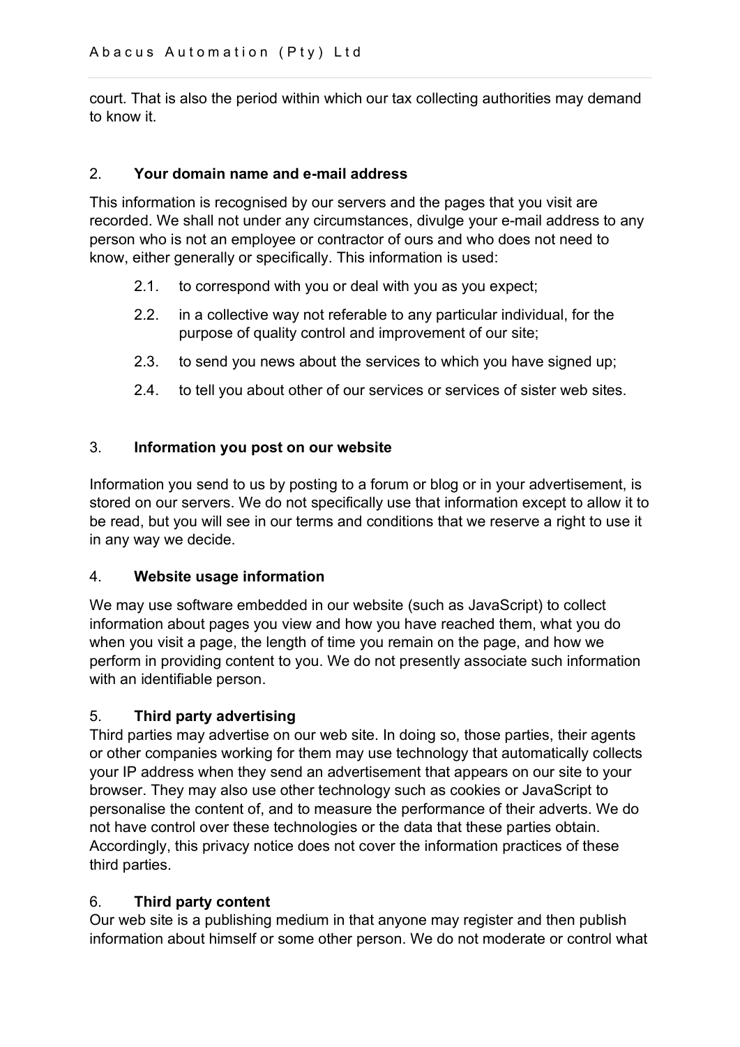court. That is also the period within which our tax collecting authorities may demand to know it.

2. **Your domain name and e-mail address**

This information is recognised by our servers and the pages that you visit are recorded. We shall not under any circumstances, divulge your e-mail address to any person who is not an employee or contractor of ours and who does not need to know, either generally or specifically. This information is used:

2.1. to correspond with you or deal with you as you expect;

2.2. in a collective way not referable to any particular individual, for the purpose of quality control and improvement of our site;

2.3. to send you news about the services to which you have signed up;

2.4. to tell you about other of our services or services of sister web sites.

3. **Information you post on our website**

Information you send to us by posting to a forum or blog or in your advertisement, is stored on our servers. We do not specifically use that information except to allow it to be read, but you will see in our terms and conditions that we reserve a right to use it in any way we decide.

4. **Website usage information**

We may use software embedded in our website (such as JavaScript) to collect information about pages you view and how you have reached them, what you do when you visit a page, the length of time you remain on the page, and how we perform in providing content to you. We do not presently associate such information with an identifiable person.

5. **Third party advertising**

Third parties may advertise on our web site. In doing so, those parties, their agents or other companies working for them may use technology that automatically collects your IP address when they send an advertisement that appears on our site to your browser. They may also use other technology such as cookies or JavaScript to personalise the content of, and to measure the performance of their adverts. We do not have control over these technologies or the data that these parties obtain. Accordingly, this privacy notice does not cover the information practices of these third parties.

6. **Third party content**

Our web site is a publishing medium in that anyone may register and then publish information about himself or some other person. We do not moderate or control what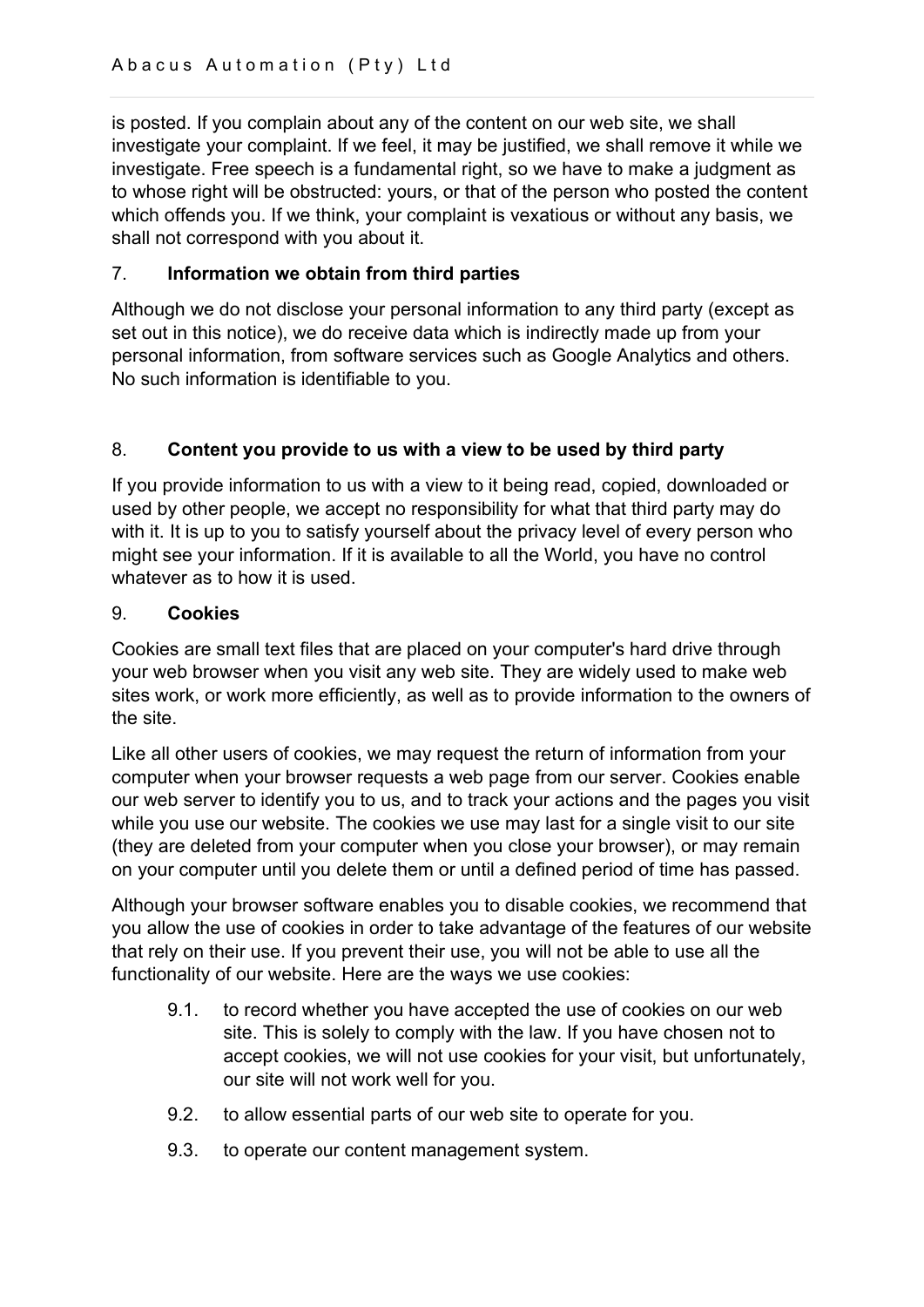is posted. If you complain about any of the content on our web site, we shall investigate your complaint. If we feel, it may be justified, we shall remove it while we investigate. Free speech is a fundamental right, so we have to make a judgment as to whose right will be obstructed: yours, or that of the person who posted the content which offends you. If we think, your complaint is vexatious or without any basis, we shall not correspond with you about it.

## 7. Information we obtain from third parties

Although we do not disclose your personal information to any third party (except as set out in this notice), we do receive data which is indirectly made up from your personal information, from software services such as Google Analytics and others. No such information is identifiable to you.

## 8. Content you provide to us with a view to be used by third party

If you provide information to us with a view to it being read, copied, downloaded or used by other people, we accept no responsibility for what that third party may do with it. It is up to you to satisfy yourself about the privacy level of every person who might see your information. If it is available to all the World, you have no control whatever as to how it is used.

## 9. Cookies

Cookies are small text files that are placed on your computer's hard drive through your web browser when you visit any web site. They are widely used to make web sites work, or work more efficiently, as well as to provide information to the owners of the site.

Like all other users of cookies, we may request the return of information from your computer when your browser requests a web page from our server. Cookies enable our web server to identify you to us, and to track your actions and the pages you visit while you use our website. The cookies we use may last for a single visit to our site (they are deleted from your computer when you close your browser), or may remain on your computer until you delete them or until a defined period of time has passed.

Although your browser software enables you to disable cookies, we recommend that you allow the use of cookies in order to take advantage of the features of our website that rely on their use. If you prevent their use, you will not be able to use all the functionality of our website. Here are the ways we use cookies:

9.1. to record whether you have accepted the use of cookies on our web site. This is solely to comply with the law. If you have chosen not to accept cookies, we will not use cookies for your visit, but unfortunately, our site will not work well for you.

9.2. to allow essential parts of our web site to operate for you.

9.3. to operate our content management system.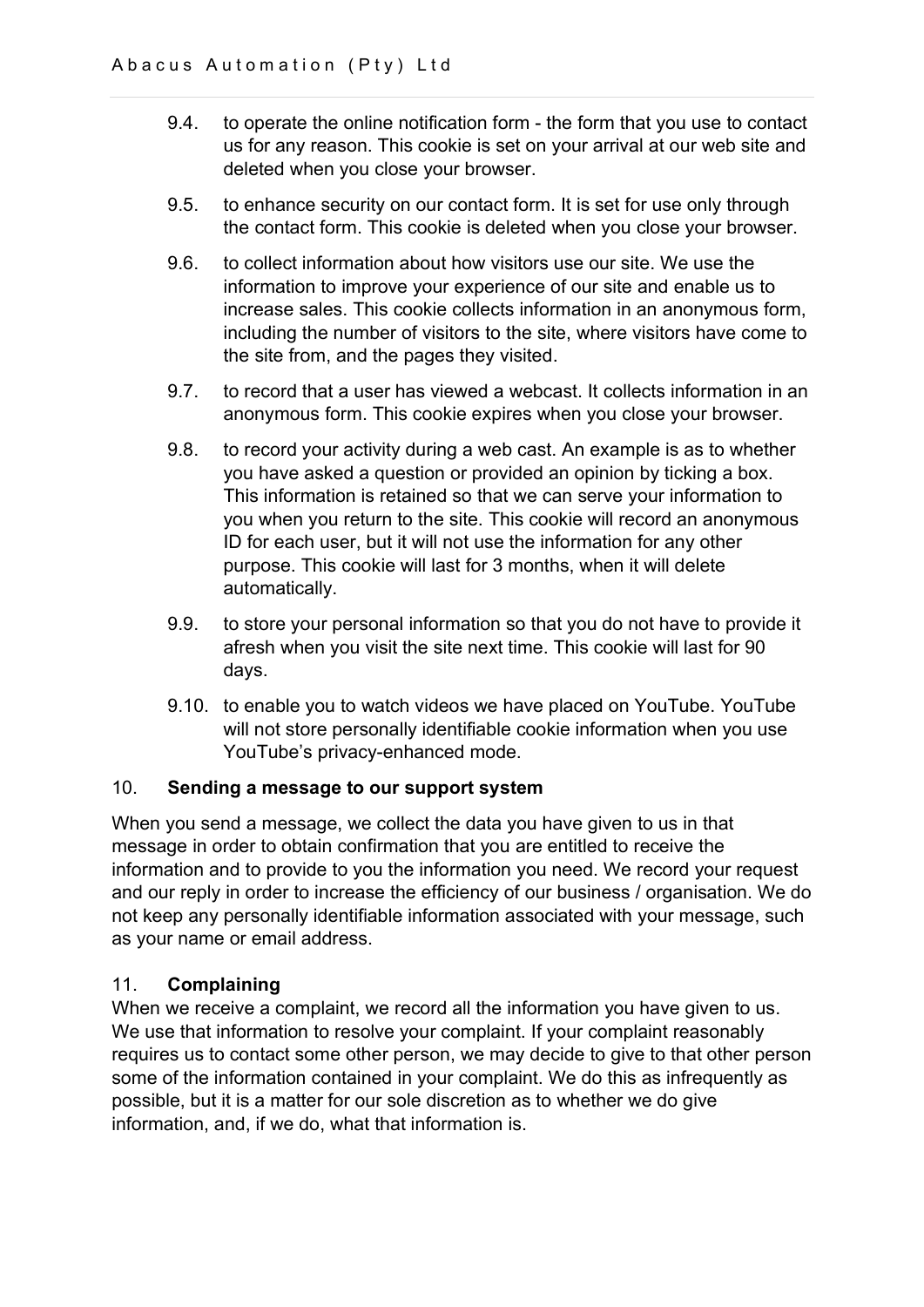9.4. to operate the online notification form - the form that you use to contact us for any reason. This cookie is set on your arrival at our web site and deleted when you close your browser.

9.5. to enhance security on our contact form. It is set for use only through the contact form. This cookie is deleted when you close your browser.

9.6. to collect information about how visitors use our site. We use the information to improve your experience of our site and enable us to increase sales. This cookie collects information in an anonymous form, including the number of visitors to the site, where visitors have come to the site from, and the pages they visited.

9.7. to record that a user has viewed a webcast. It collects information in an anonymous form. This cookie expires when you close your browser.

9.8. to record your activity during a web cast. An example is as to whether you have asked a question or provided an opinion by ticking a box. This information is retained so that we can serve your information to you when you return to the site. This cookie will record an anonymous ID for each user, but it will not use the information for any other purpose. This cookie will last for 3 months, when it will delete automatically.

9.9. to store your personal information so that you do not have to provide it afresh when you visit the site next time. This cookie will last for 90 days.

9.10. to enable you to watch videos we have placed on YouTube. YouTube will not store personally identifiable cookie information when you use YouTube's privacy-enhanced mode.

## 10. **Sending a message to our support system**

When you send a message, we collect the data you have given to us in that message in order to obtain confirmation that you are entitled to receive the information and to provide to you the information you need. We record your request and our reply in order to increase the efficiency of our business / organisation. We do not keep any personally identifiable information associated with your message, such as your name or email address.

## 11. **Complaining**

When we receive a complaint, we record all the information you have given to us. We use that information to resolve your complaint. If your complaint reasonably requires us to contact some other person, we may decide to give to that other person some of the information contained in your complaint. We do this as infrequently as possible, but it is a matter for our sole discretion as to whether we do give information, and, if we do, what that information is.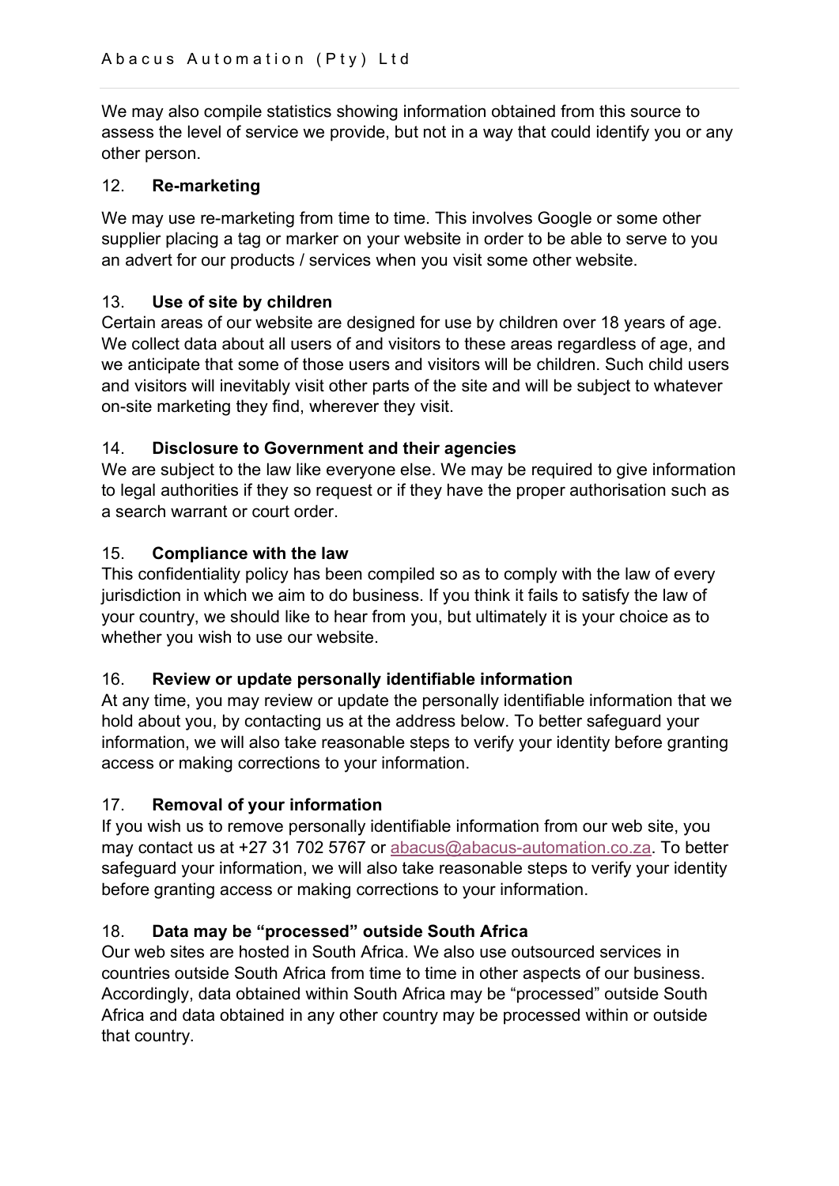We may also compile statistics showing information obtained from this source to assess the level of service we provide, but not in a way that could identify you or any other person.

## 12. Re-marketing

We may use re-marketing from time to time. This involves Google or some other supplier placing a tag or marker on your website in order to be able to serve to you an advert for our products / services when you visit some other website.

## 13. Use of site by children

Certain areas of our website are designed for use by children over 18 years of age. We collect data about all users of and visitors to these areas regardless of age, and we anticipate that some of those users and visitors will be children. Such child users and visitors will inevitably visit other parts of the site and will be subject to whatever on-site marketing they find, wherever they visit.

## 14. Disclosure to Government and their agencies

We are subject to the law like everyone else. We may be required to give information to legal authorities if they so request or if they have the proper authorisation such as a search warrant or court order.

## 15. Compliance with the law

This confidentiality policy has been compiled so as to comply with the law of every jurisdiction in which we aim to do business. If you think it fails to satisfy the law of your country, we should like to hear from you, but ultimately it is your choice as to whether you wish to use our website.

## 16. Review or update personally identifiable information

At any time, you may review or update the personally identifiable information that we hold about you, by contacting us at the address below. To better safeguard your information, we will also take reasonable steps to verify your identity before granting access or making corrections to your information.

## 17. Removal of your information

If you wish us to remove personally identifiable information from our web site, you may contact us at +27 31 702 5767 or abacus@abacus-automation.co.za. To better safeguard your information, we will also take reasonable steps to verify your identity before granting access or making corrections to your information.

## 18. Data may be “processed” outside South Africa

Our web sites are hosted in South Africa. We also use outsourced services in countries outside South Africa from time to time in other aspects of our business. Accordingly, data obtained within South Africa may be “processed” outside South Africa and data obtained in any other country may be processed within or outside that country.